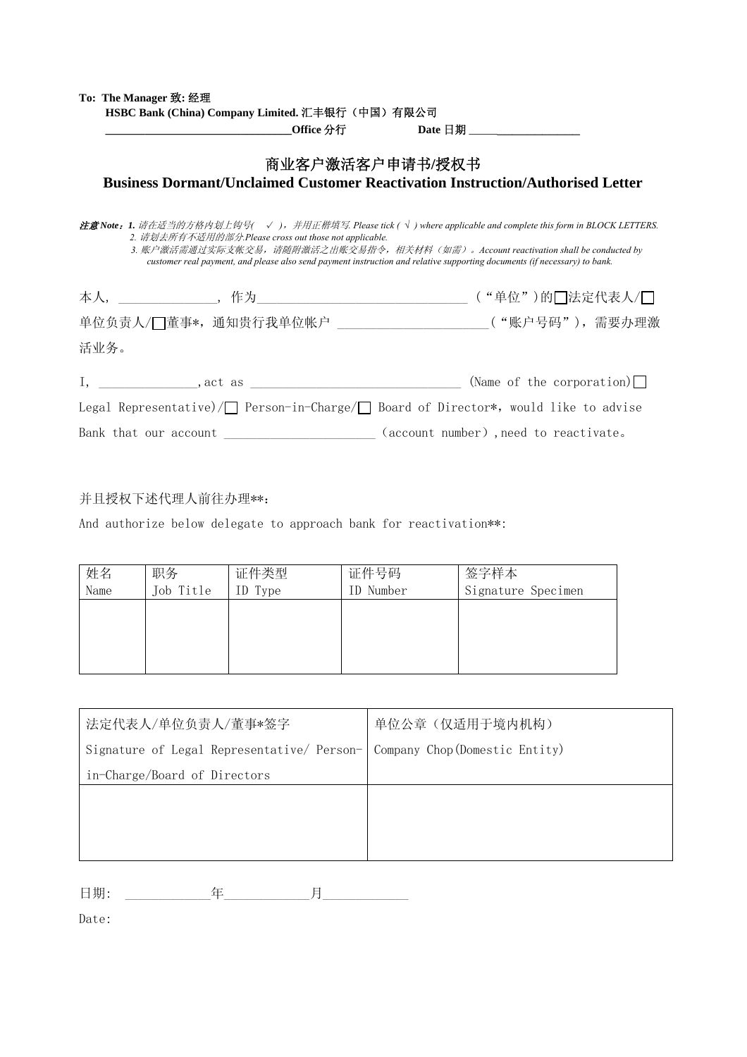**To: The Manager 致: 经理**

**HSBC Bank (China) Company Limited. 汇丰银行（中国）有限公司**

**________________________________Office 分行　　　　　　Date 日期 ___________________**

## 商业客户激活客户申请书/授权书
## Business Dormant/Unclaimed Customer Reactivation Instruction/Authorised Letter

***注意 Note：1.*** *请在适当的方格内划上钩号(　✓ )，并用正楷填写. Please tick ( √ ) where applicable and complete this form in BLOCK LETTERS.*

*2. 请划去所有不适用的部分.Please cross out those not applicable.*

*3. 账户激活需通过实际支账交易，请随附激活之出账交易指令，相关材料（如需）。Account reactivation shall be conducted by customer real payment, and please also send payment instruction and relative supporting documents (if necessary) to bank.*

本人，______________，作为________________________________（“单位”）的☐法定代表人/☐单位负责人/☐董事*，通知贵行我单位帐户 _______________________（“账户号码”），需要办理激活业务。

I, ______________,act as ________________________________ (Name of the corporation)☐ Legal Representative)/☐ Person-in-Charge/☐ Board of Director*，would like to advise Bank that our account _______________________（account number）,need to reactivate。

并且授权下述代理人前往办理**：

And authorize below delegate to approach bank for reactivation**:

| 姓名 Name | 职务 Job Title | 证件类型 ID Type | 证件号码 ID Number | 签字样本 Signature Specimen |
|---|---|---|---|---|
| | | | | |

| 法定代表人/单位负责人/董事*签字 Signature of Legal Representative/ Person-in-Charge/Board of Directors | 单位公章（仅适用于境内机构） Company Chop(Domestic Entity) |
|---|---|
| | |

日期: ____________年____________月____________

Date: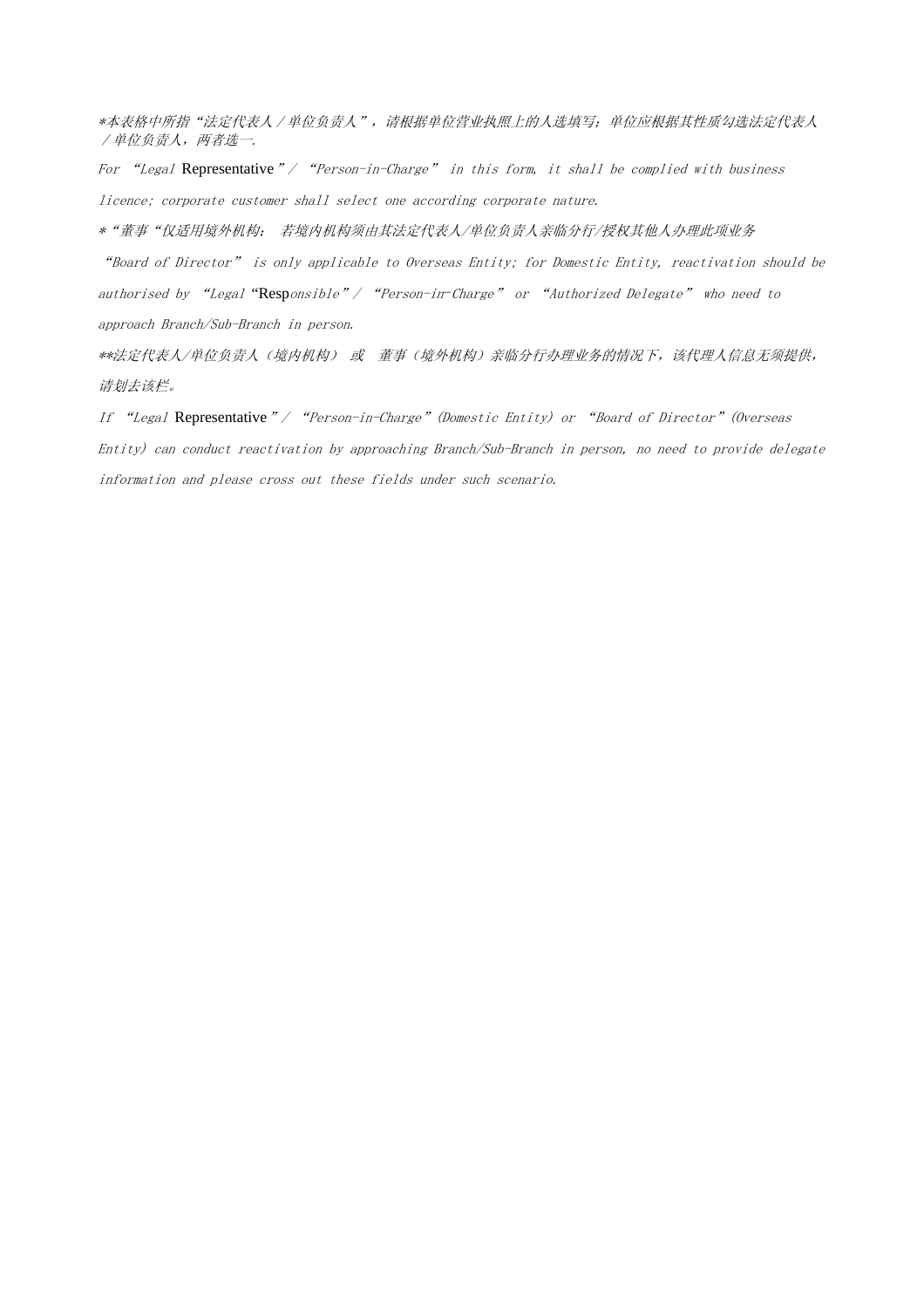*本表格中所指“法定代表人／单位负责人”，请根据单位营业执照上的人选填写；单位应根据其性质勾选法定代表人／单位负责人，两者选一.

For “Legal Representative”/ “Person-in-Charge” in this form, it shall be complied with business licence; corporate customer shall select one according corporate nature.

*“董事“仅适用境外机构； 若境内机构须由其法定代表人/单位负责人亲临分行/授权其他人办理此项业务

“Board of Director” is only applicable to Overseas Entity; for Domestic Entity, reactivation should be authorised by “Legal“Responsible”/ “Person-in-Charge” or “Authorized Delegate” who need to approach Branch/Sub-Branch in person.

**法定代表人/单位负责人（境内机构） 或 董事（境外机构）亲临分行办理业务的情况下，该代理人信息无须提供，请划去该栏。

If “Legal Representative”/ “Person-in-Charge”(Domestic Entity) or “Board of Director”(Overseas Entity) can conduct reactivation by approaching Branch/Sub-Branch in person, no need to provide delegate information and please cross out these fields under such scenario.